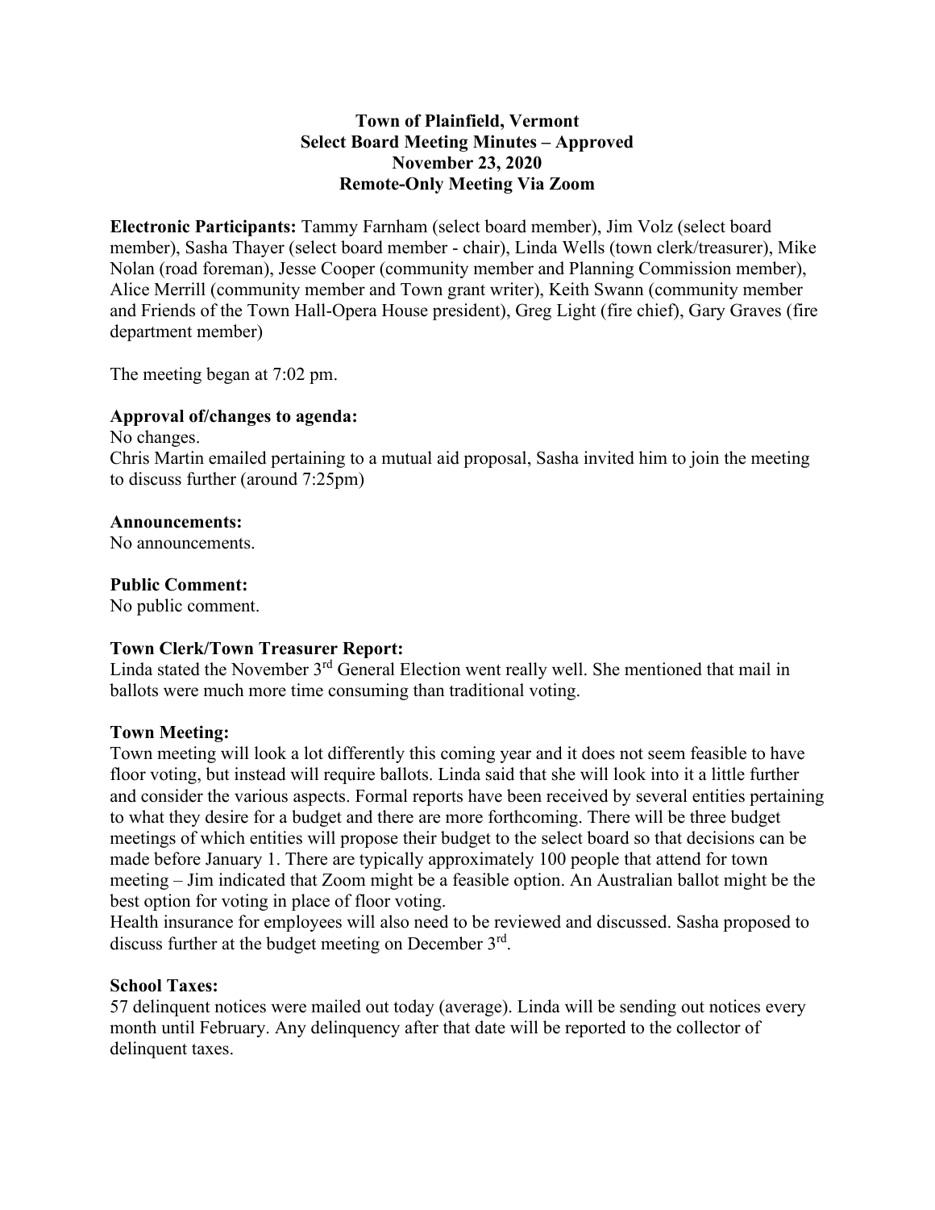# Town of Plainfield, Vermont
## Select Board Meeting Minutes – Approved
## November 23, 2020
## Remote-Only Meeting Via Zoom

**Electronic Participants:** Tammy Farnham (select board member), Jim Volz (select board member), Sasha Thayer (select board member - chair), Linda Wells (town clerk/treasurer), Mike Nolan (road foreman), Jesse Cooper (community member and Planning Commission member), Alice Merrill (community member and Town grant writer), Keith Swann (community member and Friends of the Town Hall-Opera House president), Greg Light (fire chief), Gary Graves (fire department member)

The meeting began at 7:02 pm.

**Approval of/changes to agenda:**
No changes.
Chris Martin emailed pertaining to a mutual aid proposal, Sasha invited him to join the meeting to discuss further (around 7:25pm)

**Announcements:**
No announcements.

**Public Comment:**
No public comment.

**Town Clerk/Town Treasurer Report:**
Linda stated the November 3rd General Election went really well. She mentioned that mail in ballots were much more time consuming than traditional voting.

**Town Meeting:**
Town meeting will look a lot differently this coming year and it does not seem feasible to have floor voting, but instead will require ballots. Linda said that she will look into it a little further and consider the various aspects. Formal reports have been received by several entities pertaining to what they desire for a budget and there are more forthcoming. There will be three budget meetings of which entities will propose their budget to the select board so that decisions can be made before January 1. There are typically approximately 100 people that attend for town meeting – Jim indicated that Zoom might be a feasible option. An Australian ballot might be the best option for voting in place of floor voting.
Health insurance for employees will also need to be reviewed and discussed. Sasha proposed to discuss further at the budget meeting on December 3rd.

**School Taxes:**
57 delinquent notices were mailed out today (average). Linda will be sending out notices every month until February. Any delinquency after that date will be reported to the collector of delinquent taxes.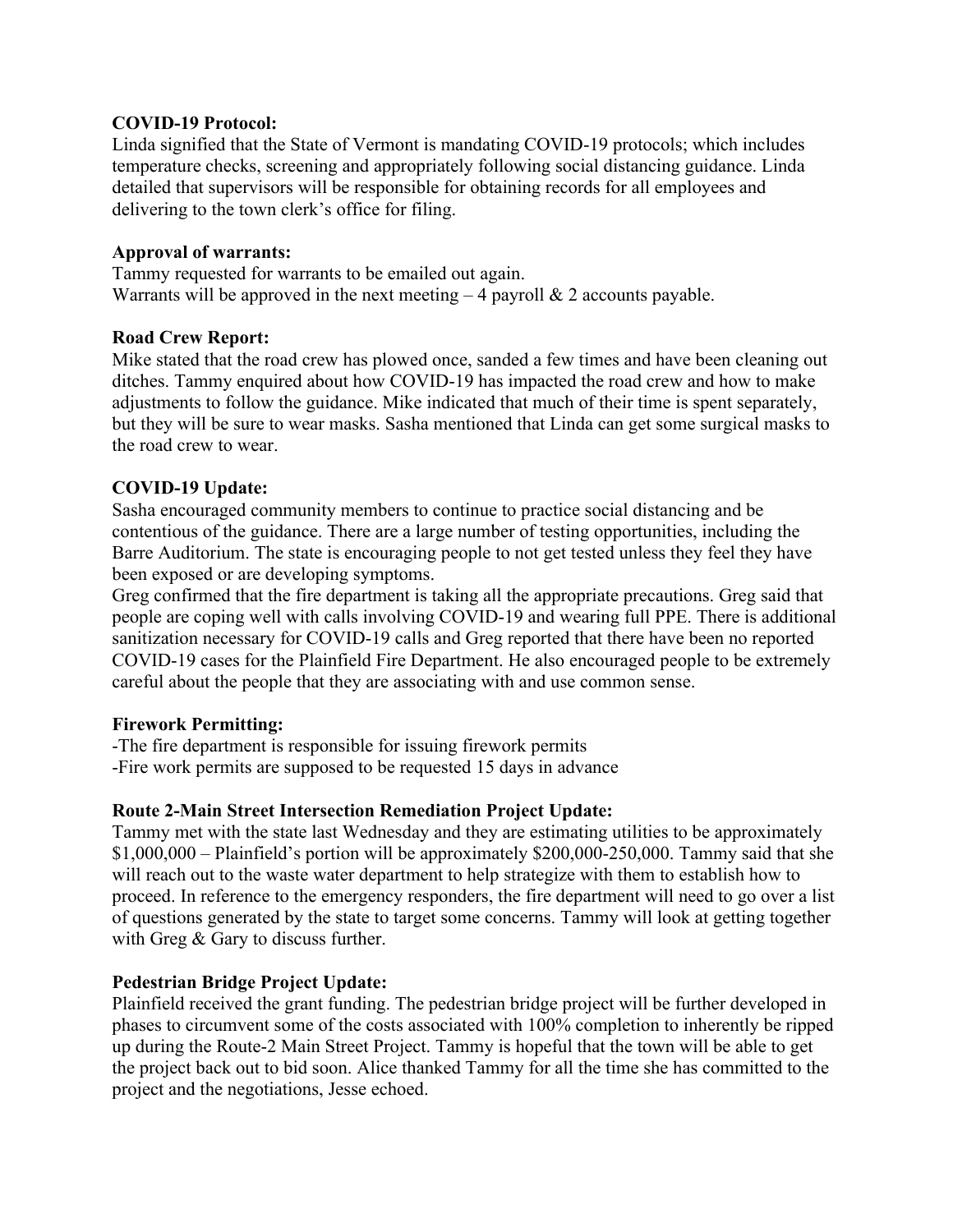**COVID-19 Protocol:**
Linda signified that the State of Vermont is mandating COVID-19 protocols; which includes temperature checks, screening and appropriately following social distancing guidance. Linda detailed that supervisors will be responsible for obtaining records for all employees and delivering to the town clerk's office for filing.

**Approval of warrants:**
Tammy requested for warrants to be emailed out again.
Warrants will be approved in the next meeting – 4 payroll & 2 accounts payable.

**Road Crew Report:**
Mike stated that the road crew has plowed once, sanded a few times and have been cleaning out ditches. Tammy enquired about how COVID-19 has impacted the road crew and how to make adjustments to follow the guidance. Mike indicated that much of their time is spent separately, but they will be sure to wear masks. Sasha mentioned that Linda can get some surgical masks to the road crew to wear.

**COVID-19 Update:**
Sasha encouraged community members to continue to practice social distancing and be contentious of the guidance. There are a large number of testing opportunities, including the Barre Auditorium. The state is encouraging people to not get tested unless they feel they have been exposed or are developing symptoms.
Greg confirmed that the fire department is taking all the appropriate precautions. Greg said that people are coping well with calls involving COVID-19 and wearing full PPE. There is additional sanitization necessary for COVID-19 calls and Greg reported that there have been no reported COVID-19 cases for the Plainfield Fire Department. He also encouraged people to be extremely careful about the people that they are associating with and use common sense.

**Firework Permitting:**
-The fire department is responsible for issuing firework permits
-Fire work permits are supposed to be requested 15 days in advance

**Route 2-Main Street Intersection Remediation Project Update:**
Tammy met with the state last Wednesday and they are estimating utilities to be approximately $1,000,000 – Plainfield's portion will be approximately $200,000-250,000. Tammy said that she will reach out to the waste water department to help strategize with them to establish how to proceed. In reference to the emergency responders, the fire department will need to go over a list of questions generated by the state to target some concerns. Tammy will look at getting together with Greg & Gary to discuss further.

**Pedestrian Bridge Project Update:**
Plainfield received the grant funding. The pedestrian bridge project will be further developed in phases to circumvent some of the costs associated with 100% completion to inherently be ripped up during the Route-2 Main Street Project. Tammy is hopeful that the town will be able to get the project back out to bid soon. Alice thanked Tammy for all the time she has committed to the project and the negotiations, Jesse echoed.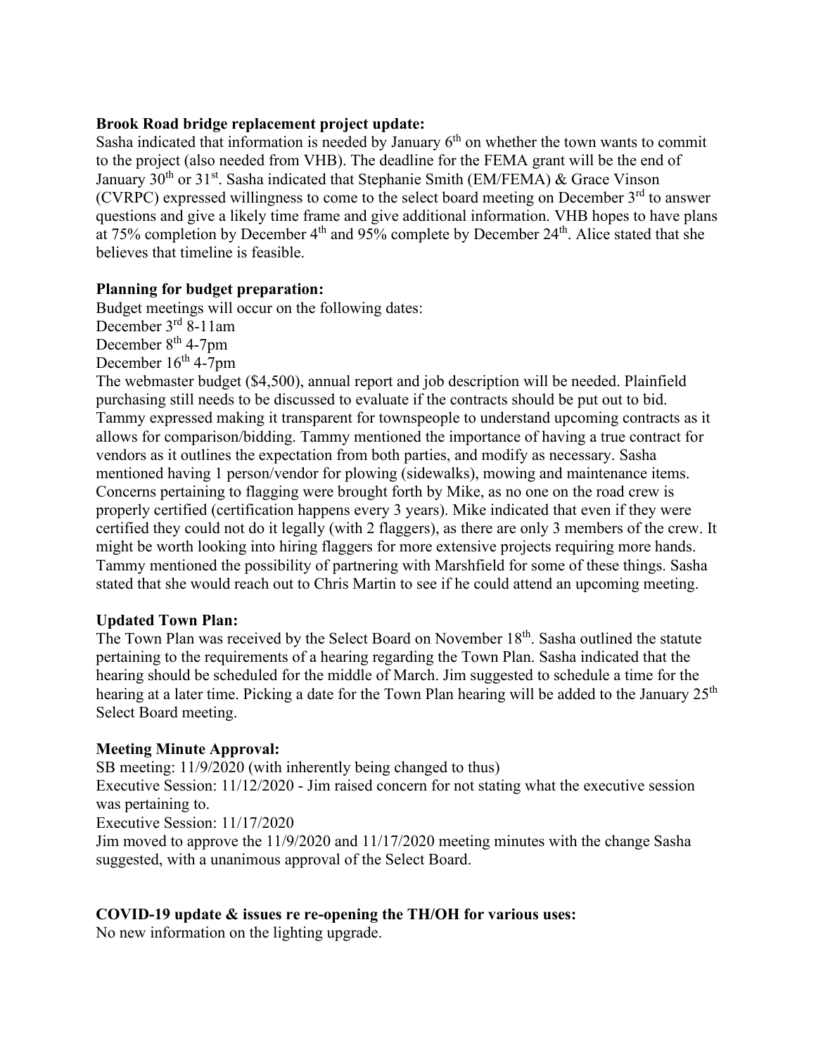**Brook Road bridge replacement project update:**

Sasha indicated that information is needed by January 6th on whether the town wants to commit to the project (also needed from VHB). The deadline for the FEMA grant will be the end of January 30th or 31st. Sasha indicated that Stephanie Smith (EM/FEMA) & Grace Vinson (CVRPC) expressed willingness to come to the select board meeting on December 3rd to answer questions and give a likely time frame and give additional information. VHB hopes to have plans at 75% completion by December 4th and 95% complete by December 24th. Alice stated that she believes that timeline is feasible.

**Planning for budget preparation:**

Budget meetings will occur on the following dates:
December 3rd 8-11am
December 8th 4-7pm
December 16th 4-7pm

The webmaster budget ($4,500), annual report and job description will be needed. Plainfield purchasing still needs to be discussed to evaluate if the contracts should be put out to bid. Tammy expressed making it transparent for townspeople to understand upcoming contracts as it allows for comparison/bidding. Tammy mentioned the importance of having a true contract for vendors as it outlines the expectation from both parties, and modify as necessary. Sasha mentioned having 1 person/vendor for plowing (sidewalks), mowing and maintenance items. Concerns pertaining to flagging were brought forth by Mike, as no one on the road crew is properly certified (certification happens every 3 years). Mike indicated that even if they were certified they could not do it legally (with 2 flaggers), as there are only 3 members of the crew. It might be worth looking into hiring flaggers for more extensive projects requiring more hands. Tammy mentioned the possibility of partnering with Marshfield for some of these things. Sasha stated that she would reach out to Chris Martin to see if he could attend an upcoming meeting.

**Updated Town Plan:**

The Town Plan was received by the Select Board on November 18th. Sasha outlined the statute pertaining to the requirements of a hearing regarding the Town Plan. Sasha indicated that the hearing should be scheduled for the middle of March. Jim suggested to schedule a time for the hearing at a later time. Picking a date for the Town Plan hearing will be added to the January 25th Select Board meeting.

**Meeting Minute Approval:**

SB meeting: 11/9/2020 (with inherently being changed to thus)
Executive Session: 11/12/2020 - Jim raised concern for not stating what the executive session was pertaining to.
Executive Session: 11/17/2020
Jim moved to approve the 11/9/2020 and 11/17/2020 meeting minutes with the change Sasha suggested, with a unanimous approval of the Select Board.

**COVID-19 update & issues re re-opening the TH/OH for various uses:**

No new information on the lighting upgrade.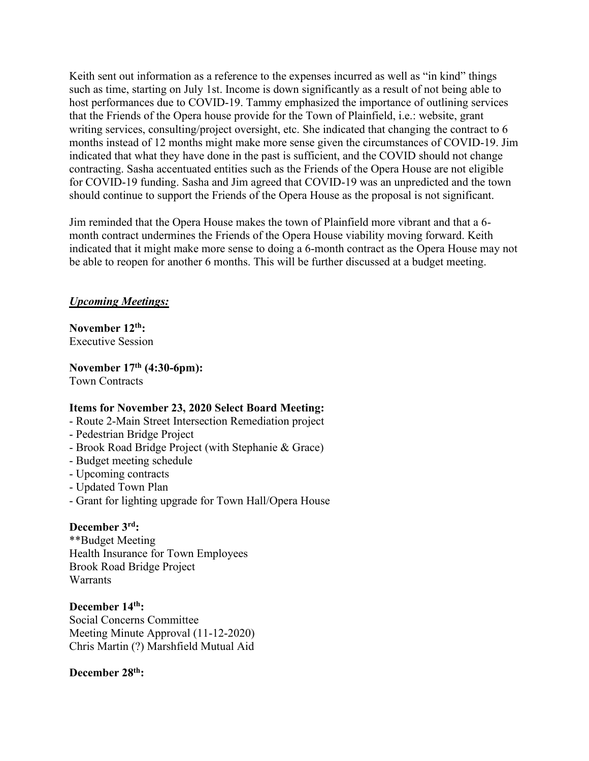Keith sent out information as a reference to the expenses incurred as well as "in kind" things such as time, starting on July 1st. Income is down significantly as a result of not being able to host performances due to COVID-19. Tammy emphasized the importance of outlining services that the Friends of the Opera house provide for the Town of Plainfield, i.e.: website, grant writing services, consulting/project oversight, etc. She indicated that changing the contract to 6 months instead of 12 months might make more sense given the circumstances of COVID-19. Jim indicated that what they have done in the past is sufficient, and the COVID should not change contracting. Sasha accentuated entities such as the Friends of the Opera House are not eligible for COVID-19 funding. Sasha and Jim agreed that COVID-19 was an unpredicted and the town should continue to support the Friends of the Opera House as the proposal is not significant.

Jim reminded that the Opera House makes the town of Plainfield more vibrant and that a 6-month contract undermines the Friends of the Opera House viability moving forward. Keith indicated that it might make more sense to doing a 6-month contract as the Opera House may not be able to reopen for another 6 months. This will be further discussed at a budget meeting.

***Upcoming Meetings:***

**November 12th:**
Executive Session

**November 17th (4:30-6pm):**
Town Contracts

**Items for November 23, 2020 Select Board Meeting:**

- Route 2-Main Street Intersection Remediation project
- Pedestrian Bridge Project
- Brook Road Bridge Project (with Stephanie & Grace)
- Budget meeting schedule
- Upcoming contracts
- Updated Town Plan
- Grant for lighting upgrade for Town Hall/Opera House

**December 3rd:**
**Budget Meeting
Health Insurance for Town Employees
Brook Road Bridge Project
Warrants

**December 14th:**
Social Concerns Committee
Meeting Minute Approval (11-12-2020)
Chris Martin (?) Marshfield Mutual Aid

**December 28th:**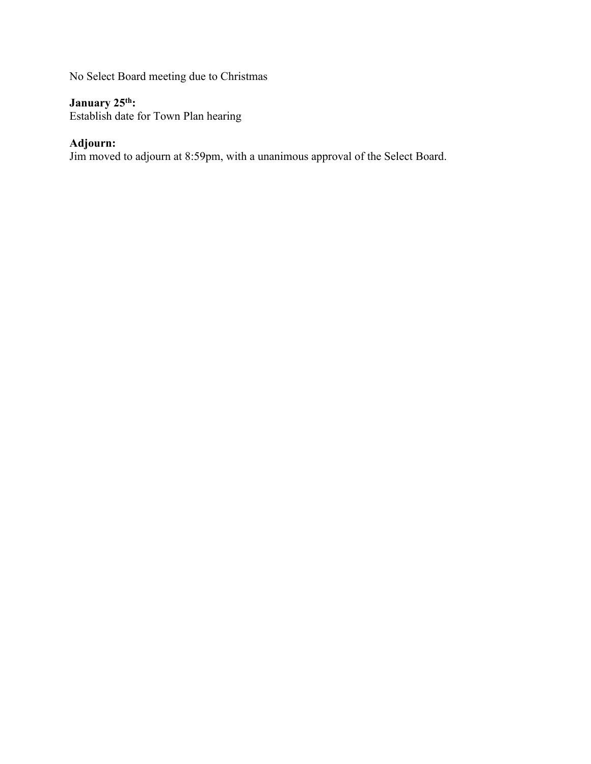No Select Board meeting due to Christmas

**January 25th:**
Establish date for Town Plan hearing

**Adjourn:**
Jim moved to adjourn at 8:59pm, with a unanimous approval of the Select Board.